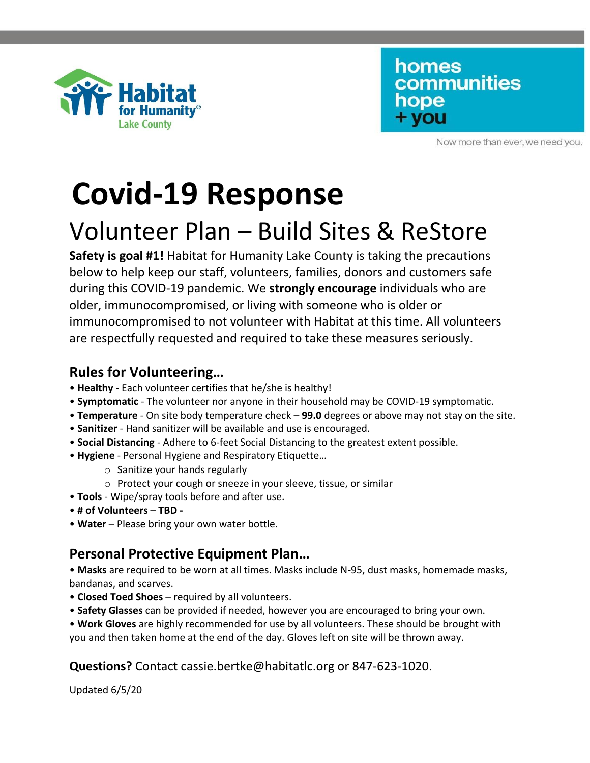Habitat for Humanity®
Lake County

homes
communities
hope
+ you

Now more than ever, we need you.

# Covid-19 Response

## Volunteer Plan – Build Sites & ReStore

**Safety is goal #1!** Habitat for Humanity Lake County is taking the precautions below to help keep our staff, volunteers, families, donors and customers safe during this COVID-19 pandemic. We **strongly encourage** individuals who are older, immunocompromised, or living with someone who is older or immunocompromised to not volunteer with Habitat at this time. All volunteers are respectfully requested and required to take these measures seriously.

### Rules for Volunteering…

- **Healthy** - Each volunteer certifies that he/she is healthy!
- **Symptomatic** - The volunteer nor anyone in their household may be COVID-19 symptomatic.
- **Temperature** - On site body temperature check – **99.0** degrees or above may not stay on the site.
- **Sanitizer** - Hand sanitizer will be available and use is encouraged.
- **Social Distancing** - Adhere to 6-feet Social Distancing to the greatest extent possible.
- **Hygiene** - Personal Hygiene and Respiratory Etiquette…
    - Sanitize your hands regularly
    - Protect your cough or sneeze in your sleeve, tissue, or similar
- **Tools** - Wipe/spray tools before and after use.
- **# of Volunteers** – **TBD -**
- **Water** – Please bring your own water bottle.

### Personal Protective Equipment Plan…

- **Masks** are required to be worn at all times. Masks include N-95, dust masks, homemade masks, bandanas, and scarves.
- **Closed Toed Shoes** – required by all volunteers.
- **Safety Glasses** can be provided if needed, however you are encouraged to bring your own.
- **Work Gloves** are highly recommended for use by all volunteers. These should be brought with you and then taken home at the end of the day. Gloves left on site will be thrown away.

**Questions?** Contact cassie.bertke@habitatlc.org or 847-623-1020.

Updated 6/5/20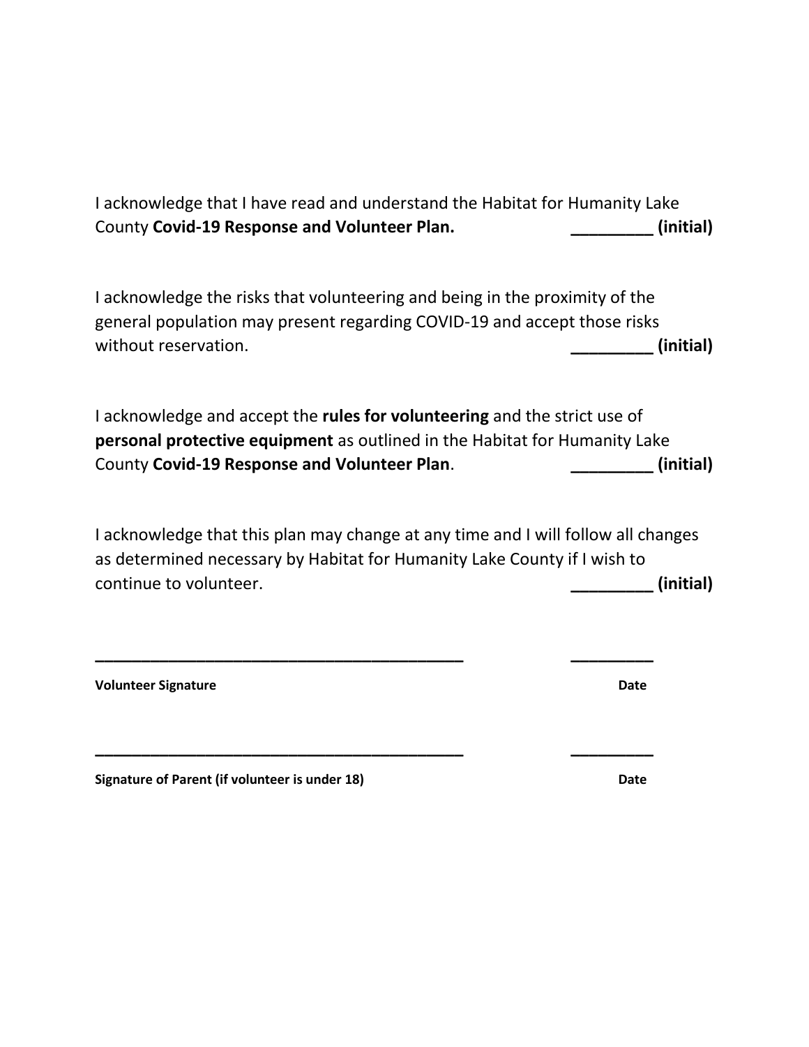I acknowledge that I have read and understand the Habitat for Humanity Lake County **Covid-19 Response and Volunteer Plan.** **_________ (initial)**

I acknowledge the risks that volunteering and being in the proximity of the general population may present regarding COVID-19 and accept those risks without reservation. **_________ (initial)**

I acknowledge and accept the **rules for volunteering** and the strict use of **personal protective equipment** as outlined in the Habitat for Humanity Lake County **Covid-19 Response and Volunteer Plan**. **_________ (initial)**

I acknowledge that this plan may change at any time and I will follow all changes as determined necessary by Habitat for Humanity Lake County if I wish to continue to volunteer. **_________ (initial)**

___________________________________________ __________

**Volunteer Signature** **Date**

___________________________________________ __________

**Signature of Parent (if volunteer is under 18)** **Date**